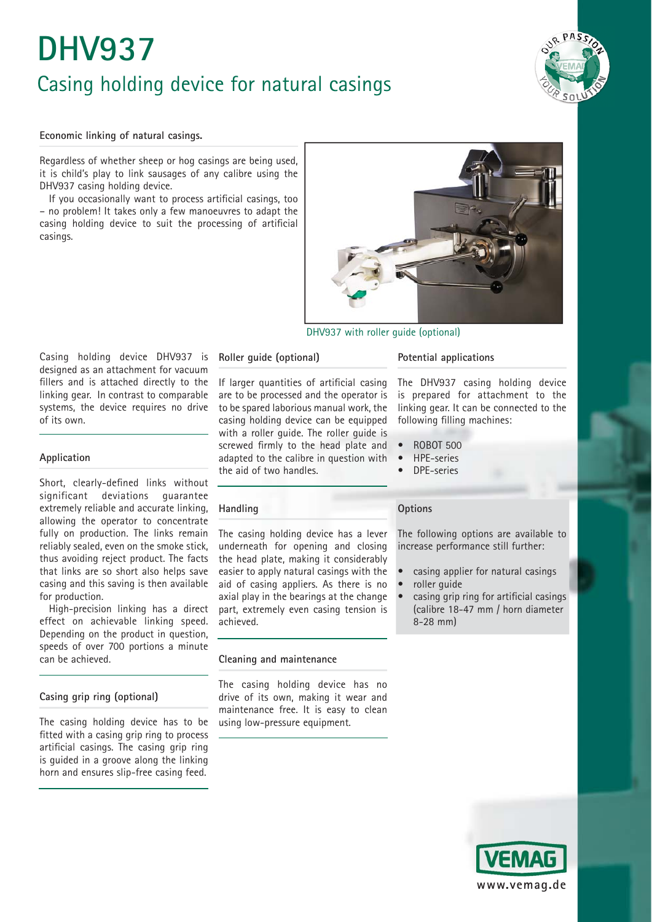# DHV937

## Casing holding device for natural casings

**Economic linking of natural casings.**

Regardless of whether sheep or hog casings are being used, it is child's play to link sausages of any calibre using the DHV937 casing holding device.

If you occasionally want to process artificial casings, too – no problem! It takes only a few manoeuvres to adapt the casing holding device to suit the processing of artificial casings.

DHV937 with roller guide (optional)

Casing holding device DHV937 is designed as an attachment for vacuum fillers and is attached directly to the linking gear. In contrast to comparable systems, the device requires no drive of its own.

### Application

Short, clearly-defined links without significant deviations guarantee extremely reliable and accurate linking, allowing the operator to concentrate fully on production. The links remain reliably sealed, even on the smoke stick, thus avoiding reject product. The facts that links are so short also helps save casing and this saving is then available for production.

High-precision linking has a direct effect on achievable linking speed. Depending on the product in question, speeds of over 700 portions a minute can be achieved.

### Casing grip ring (optional)

The casing holding device has to be fitted with a casing grip ring to process artificial casings. The casing grip ring is guided in a groove along the linking horn and ensures slip-free casing feed.

### Roller guide (optional)

If larger quantities of artificial casing are to be processed and the operator is to be spared laborious manual work, the casing holding device can be equipped with a roller guide. The roller guide is screwed firmly to the head plate and adapted to the calibre in question with the aid of two handles.

### Handling

The casing holding device has a lever underneath for opening and closing the head plate, making it considerably easier to apply natural casings with the aid of casing appliers. As there is no axial play in the bearings at the change part, extremely even casing tension is achieved.

### Cleaning and maintenance

The casing holding device has no drive of its own, making it wear and maintenance free. It is easy to clean using low-pressure equipment.

### Potential applications

The DHV937 casing holding device is prepared for attachment to the linking gear. It can be connected to the following filling machines:

- ROBOT 500
- HPE-series
- DPE-series

### Options

The following options are available to increase performance still further:

- casing applier for natural casings
- roller guide
- casing grip ring for artificial casings (calibre 18-47 mm / horn diameter 8-28 mm)

VEMAG
www.vemag.de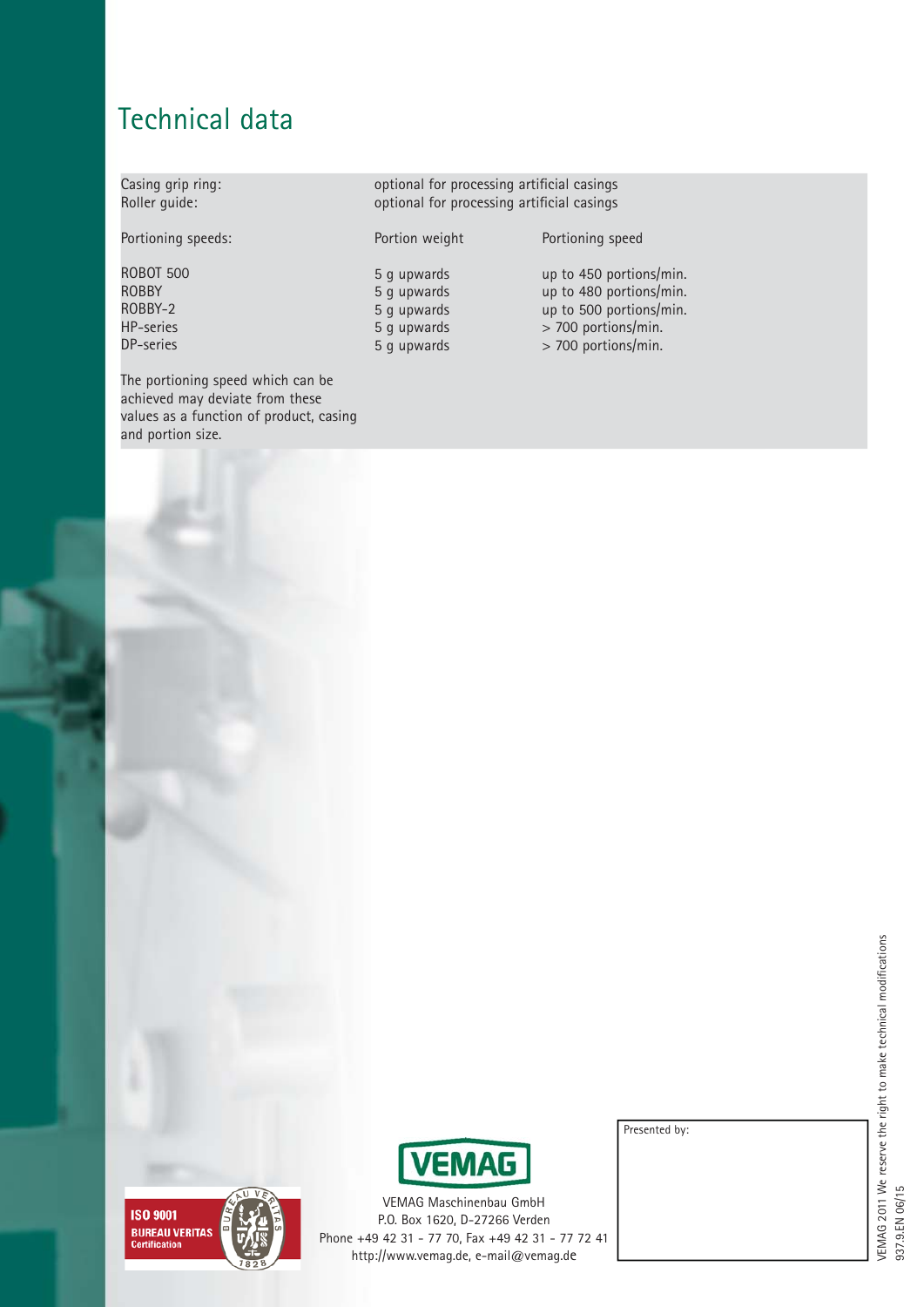# Technical data

Casing grip ring: optional for processing artificial casings
Roller guide: optional for processing artificial casings

| Portioning speeds: | Portion weight | Portioning speed |
|---|---|---|
| ROBOT 500 | 5 g upwards | up to 450 portions/min. |
| ROBBY | 5 g upwards | up to 480 portions/min. |
| ROBBY-2 | 5 g upwards | up to 500 portions/min. |
| HP-series | 5 g upwards | > 700 portions/min. |
| DP-series | 5 g upwards | > 700 portions/min. |

The portioning speed which can be achieved may deviate from these values as a function of product, casing and portion size.

ISO 9001
BUREAU VERITAS
Certification

VEMAG

VEMAG Maschinenbau GmbH
P.O. Box 1620, D-27266 Verden
Phone +49 42 31 - 77 70, Fax +49 42 31 - 77 72 41
http://www.vemag.de, e-mail@vemag.de

Presented by:

VEMAG 2011 We reserve the right to make technical modifications
937.9.EN 06/15